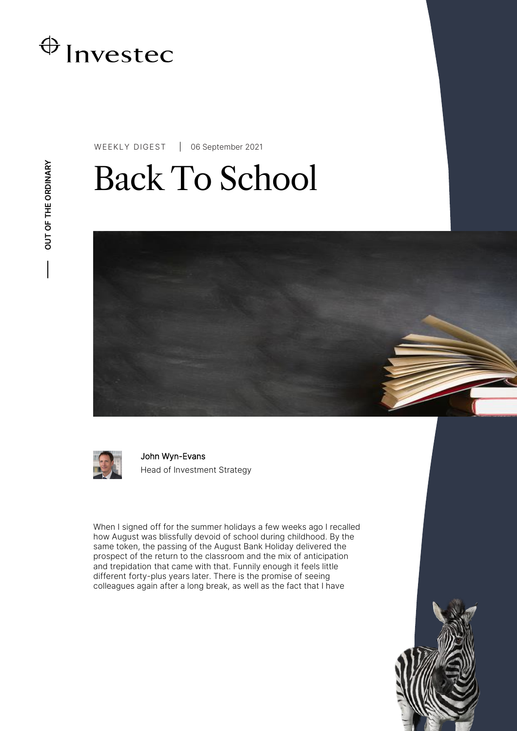WEEKLY DIGEST | 06 September 2021

# Back To School

**John Wyn-Evans**
Head of Investment Strategy

When I signed off for the summer holidays a few weeks ago I recalled how August was blissfully devoid of school during childhood. By the same token, the passing of the August Bank Holiday delivered the prospect of the return to the classroom and the mix of anticipation and trepidation that came with that. Funnily enough it feels little different forty-plus years later. There is the promise of seeing colleagues again after a long break, as well as the fact that I have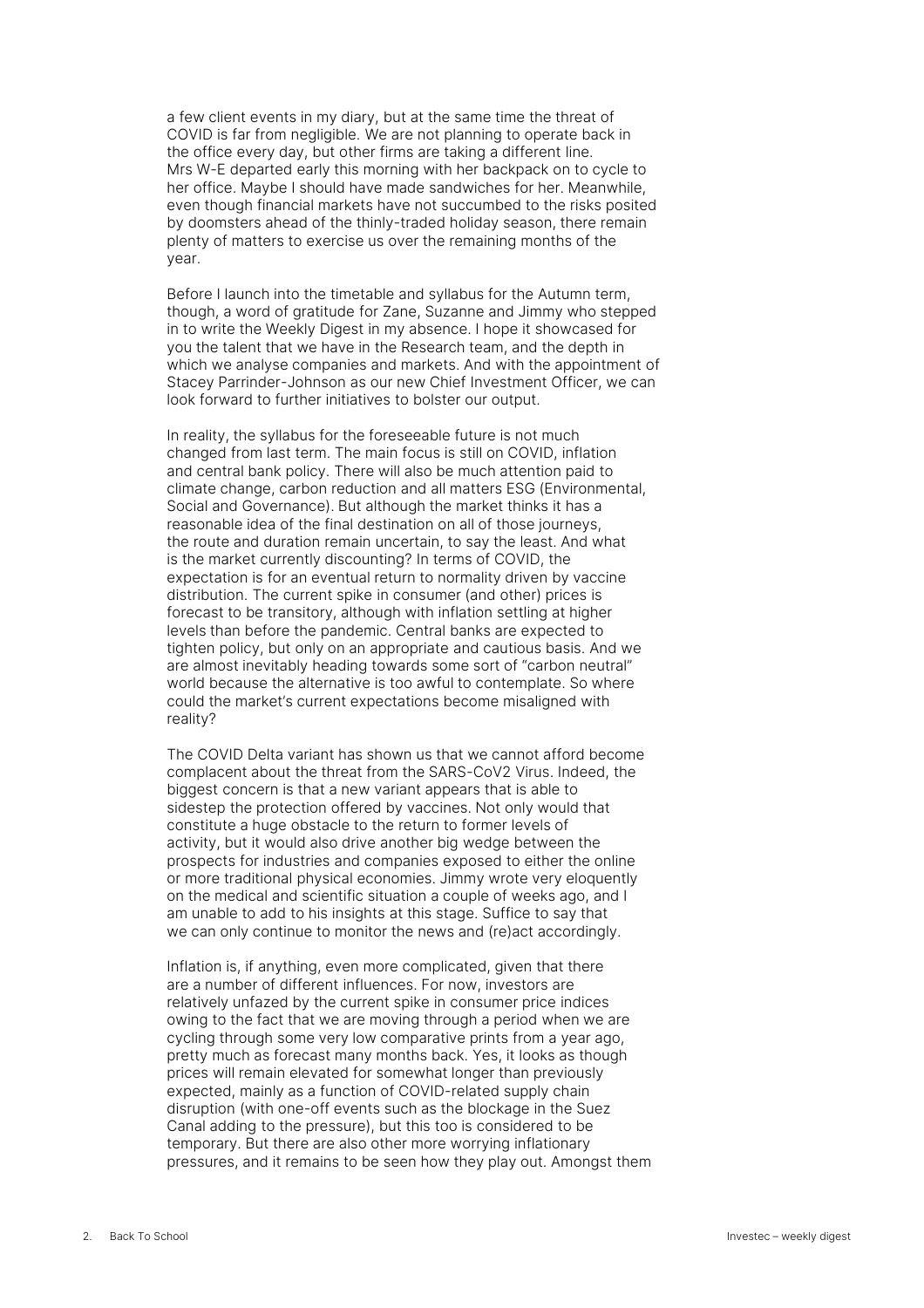a few client events in my diary, but at the same time the threat of COVID is far from negligible. We are not planning to operate back in the office every day, but other firms are taking a different line. Mrs W-E departed early this morning with her backpack on to cycle to her office. Maybe I should have made sandwiches for her. Meanwhile, even though financial markets have not succumbed to the risks posited by doomsters ahead of the thinly-traded holiday season, there remain plenty of matters to exercise us over the remaining months of the year.

Before I launch into the timetable and syllabus for the Autumn term, though, a word of gratitude for Zane, Suzanne and Jimmy who stepped in to write the Weekly Digest in my absence. I hope it showcased for you the talent that we have in the Research team, and the depth in which we analyse companies and markets. And with the appointment of Stacey Parrinder-Johnson as our new Chief Investment Officer, we can look forward to further initiatives to bolster our output.

In reality, the syllabus for the foreseeable future is not much changed from last term. The main focus is still on COVID, inflation and central bank policy. There will also be much attention paid to climate change, carbon reduction and all matters ESG (Environmental, Social and Governance). But although the market thinks it has a reasonable idea of the final destination on all of those journeys, the route and duration remain uncertain, to say the least. And what is the market currently discounting? In terms of COVID, the expectation is for an eventual return to normality driven by vaccine distribution. The current spike in consumer (and other) prices is forecast to be transitory, although with inflation settling at higher levels than before the pandemic. Central banks are expected to tighten policy, but only on an appropriate and cautious basis. And we are almost inevitably heading towards some sort of "carbon neutral" world because the alternative is too awful to contemplate. So where could the market's current expectations become misaligned with reality?

The COVID Delta variant has shown us that we cannot afford become complacent about the threat from the SARS-CoV2 Virus. Indeed, the biggest concern is that a new variant appears that is able to sidestep the protection offered by vaccines. Not only would that constitute a huge obstacle to the return to former levels of activity, but it would also drive another big wedge between the prospects for industries and companies exposed to either the online or more traditional physical economies. Jimmy wrote very eloquently on the medical and scientific situation a couple of weeks ago, and I am unable to add to his insights at this stage. Suffice to say that we can only continue to monitor the news and (re)act accordingly.

Inflation is, if anything, even more complicated, given that there are a number of different influences. For now, investors are relatively unfazed by the current spike in consumer price indices owing to the fact that we are moving through a period when we are cycling through some very low comparative prints from a year ago, pretty much as forecast many months back. Yes, it looks as though prices will remain elevated for somewhat longer than previously expected, mainly as a function of COVID-related supply chain disruption (with one-off events such as the blockage in the Suez Canal adding to the pressure), but this too is considered to be temporary. But there are also other more worrying inflationary pressures, and it remains to be seen how they play out. Amongst them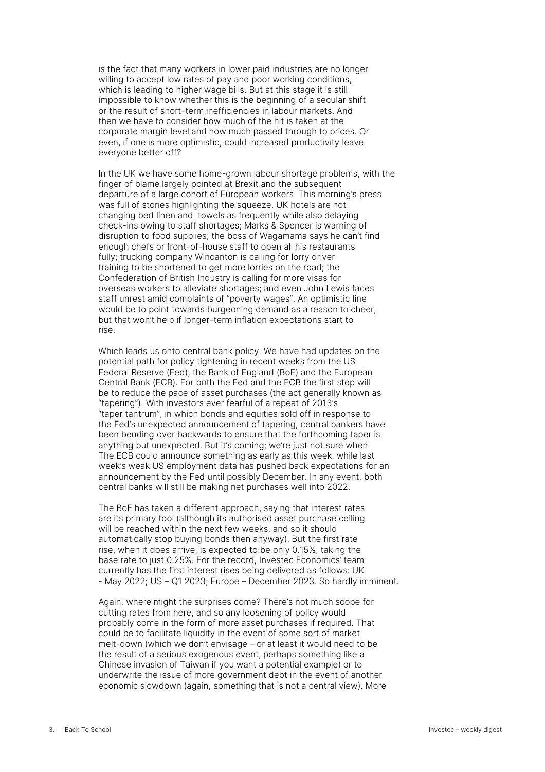is the fact that many workers in lower paid industries are no longer willing to accept low rates of pay and poor working conditions, which is leading to higher wage bills. But at this stage it is still impossible to know whether this is the beginning of a secular shift or the result of short-term inefficiencies in labour markets. And then we have to consider how much of the hit is taken at the corporate margin level and how much passed through to prices. Or even, if one is more optimistic, could increased productivity leave everyone better off?

In the UK we have some home-grown labour shortage problems, with the finger of blame largely pointed at Brexit and the subsequent departure of a large cohort of European workers. This morning's press was full of stories highlighting the squeeze. UK hotels are not changing bed linen and towels as frequently while also delaying check-ins owing to staff shortages; Marks & Spencer is warning of disruption to food supplies; the boss of Wagamama says he can't find enough chefs or front-of-house staff to open all his restaurants fully; trucking company Wincanton is calling for lorry driver training to be shortened to get more lorries on the road; the Confederation of British Industry is calling for more visas for overseas workers to alleviate shortages; and even John Lewis faces staff unrest amid complaints of "poverty wages". An optimistic line would be to point towards burgeoning demand as a reason to cheer, but that won't help if longer-term inflation expectations start to rise.

Which leads us onto central bank policy. We have had updates on the potential path for policy tightening in recent weeks from the US Federal Reserve (Fed), the Bank of England (BoE) and the European Central Bank (ECB). For both the Fed and the ECB the first step will be to reduce the pace of asset purchases (the act generally known as "tapering"). With investors ever fearful of a repeat of 2013's "taper tantrum", in which bonds and equities sold off in response to the Fed's unexpected announcement of tapering, central bankers have been bending over backwards to ensure that the forthcoming taper is anything but unexpected. But it's coming; we're just not sure when. The ECB could announce something as early as this week, while last week's weak US employment data has pushed back expectations for an announcement by the Fed until possibly December. In any event, both central banks will still be making net purchases well into 2022.

The BoE has taken a different approach, saying that interest rates are its primary tool (although its authorised asset purchase ceiling will be reached within the next few weeks, and so it should automatically stop buying bonds then anyway). But the first rate rise, when it does arrive, is expected to be only 0.15%, taking the base rate to just 0.25%. For the record, Investec Economics' team currently has the first interest rises being delivered as follows: UK - May 2022; US – Q1 2023; Europe – December 2023. So hardly imminent.

Again, where might the surprises come? There's not much scope for cutting rates from here, and so any loosening of policy would probably come in the form of more asset purchases if required. That could be to facilitate liquidity in the event of some sort of market melt-down (which we don't envisage – or at least it would need to be the result of a serious exogenous event, perhaps something like a Chinese invasion of Taiwan if you want a potential example) or to underwrite the issue of more government debt in the event of another economic slowdown (again, something that is not a central view). More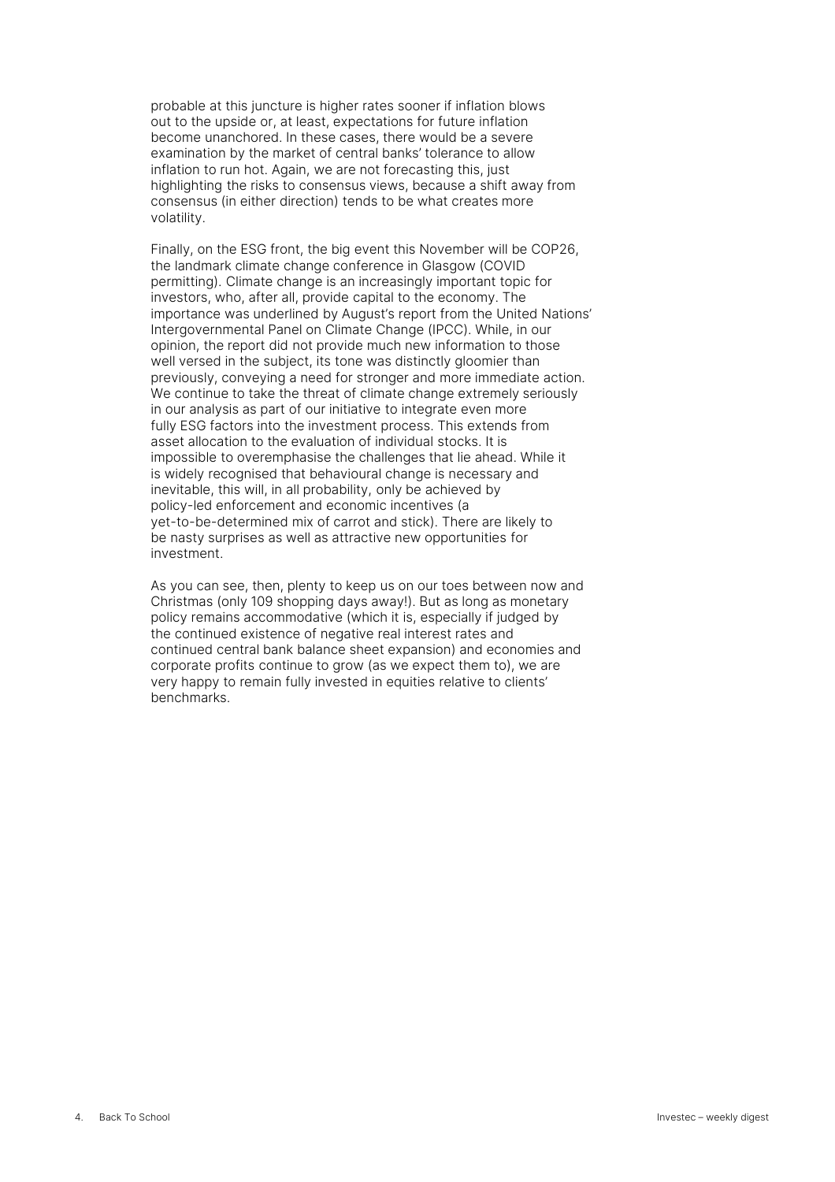probable at this juncture is higher rates sooner if inflation blows out to the upside or, at least, expectations for future inflation become unanchored. In these cases, there would be a severe examination by the market of central banks' tolerance to allow inflation to run hot. Again, we are not forecasting this, just highlighting the risks to consensus views, because a shift away from consensus (in either direction) tends to be what creates more volatility.

Finally, on the ESG front, the big event this November will be COP26, the landmark climate change conference in Glasgow (COVID permitting). Climate change is an increasingly important topic for investors, who, after all, provide capital to the economy. The importance was underlined by August's report from the United Nations' Intergovernmental Panel on Climate Change (IPCC). While, in our opinion, the report did not provide much new information to those well versed in the subject, its tone was distinctly gloomier than previously, conveying a need for stronger and more immediate action. We continue to take the threat of climate change extremely seriously in our analysis as part of our initiative to integrate even more fully ESG factors into the investment process. This extends from asset allocation to the evaluation of individual stocks. It is impossible to overemphasise the challenges that lie ahead. While it is widely recognised that behavioural change is necessary and inevitable, this will, in all probability, only be achieved by policy-led enforcement and economic incentives (a yet-to-be-determined mix of carrot and stick). There are likely to be nasty surprises as well as attractive new opportunities for investment.

As you can see, then, plenty to keep us on our toes between now and Christmas (only 109 shopping days away!). But as long as monetary policy remains accommodative (which it is, especially if judged by the continued existence of negative real interest rates and continued central bank balance sheet expansion) and economies and corporate profits continue to grow (as we expect them to), we are very happy to remain fully invested in equities relative to clients' benchmarks.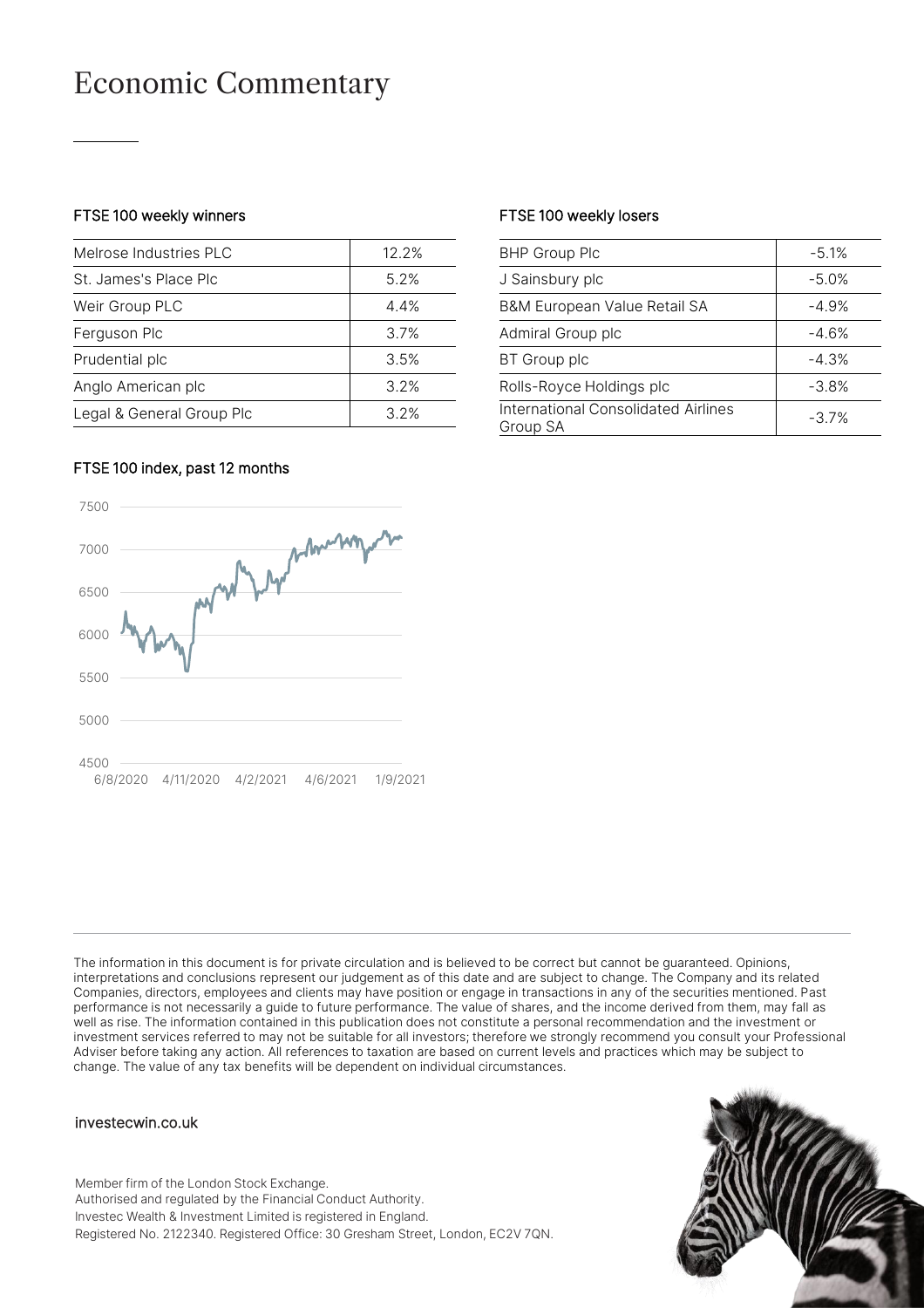# Economic Commentary

### FTSE 100 weekly winners

| | |
|---|---|
| Melrose Industries PLC | 12.2% |
| St. James's Place Plc | 5.2% |
| Weir Group PLC | 4.4% |
| Ferguson Plc | 3.7% |
| Prudential plc | 3.5% |
| Anglo American plc | 3.2% |
| Legal & General Group Plc | 3.2% |

### FTSE 100 weekly losers

| | |
|---|---|
| BHP Group Plc | -5.1% |
| J Sainsbury plc | -5.0% |
| B&M European Value Retail SA | -4.9% |
| Admiral Group plc | -4.6% |
| BT Group plc | -4.3% |
| Rolls-Royce Holdings plc | -3.8% |
| International Consolidated Airlines Group SA | -3.7% |

### FTSE 100 index, past 12 months

7500
7000
6500
6000
5500
5000
4500

6/8/2020 4/11/2020 4/2/2021 4/6/2021 1/9/2021

---

The information in this document is for private circulation and is believed to be correct but cannot be guaranteed. Opinions, interpretations and conclusions represent our judgement as of this date and are subject to change. The Company and its related Companies, directors, employees and clients may have position or engage in transactions in any of the securities mentioned. Past performance is not necessarily a guide to future performance. The value of shares, and the income derived from them, may fall as well as rise. The information contained in this publication does not constitute a personal recommendation and the investment or investment services referred to may not be suitable for all investors; therefore we strongly recommend you consult your Professional Adviser before taking any action. All references to taxation are based on current levels and practices which may be subject to change. The value of any tax benefits will be dependent on individual circumstances.

investecwin.co.uk

Member firm of the London Stock Exchange.
Authorised and regulated by the Financial Conduct Authority.
Investec Wealth & Investment Limited is registered in England.
Registered No. 2122340. Registered Office: 30 Gresham Street, London, EC2V 7QN.